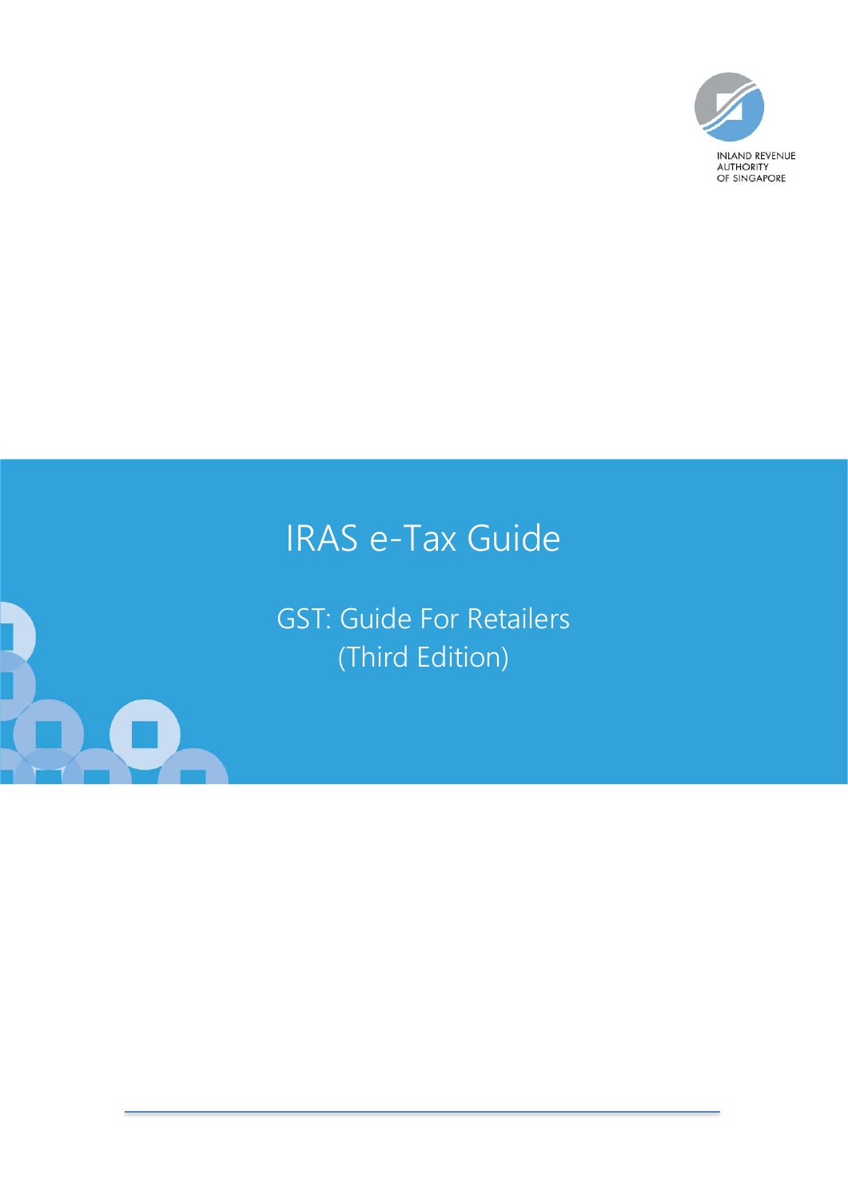INLAND REVENUE AUTHORITY OF SINGAPORE

# IRAS e-Tax Guide

## GST: Guide For Retailers (Third Edition)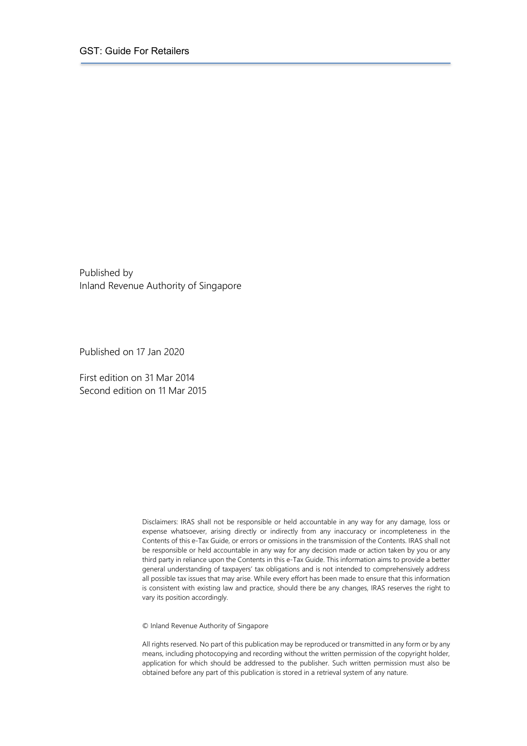Published by
Inland Revenue Authority of Singapore

Published on 17 Jan 2020

First edition on 31 Mar 2014
Second edition on 11 Mar 2015

Disclaimers: IRAS shall not be responsible or held accountable in any way for any damage, loss or expense whatsoever, arising directly or indirectly from any inaccuracy or incompleteness in the Contents of this e-Tax Guide, or errors or omissions in the transmission of the Contents. IRAS shall not be responsible or held accountable in any way for any decision made or action taken by you or any third party in reliance upon the Contents in this e-Tax Guide. This information aims to provide a better general understanding of taxpayers' tax obligations and is not intended to comprehensively address all possible tax issues that may arise. While every effort has been made to ensure that this information is consistent with existing law and practice, should there be any changes, IRAS reserves the right to vary its position accordingly.

© Inland Revenue Authority of Singapore

All rights reserved. No part of this publication may be reproduced or transmitted in any form or by any means, including photocopying and recording without the written permission of the copyright holder, application for which should be addressed to the publisher. Such written permission must also be obtained before any part of this publication is stored in a retrieval system of any nature.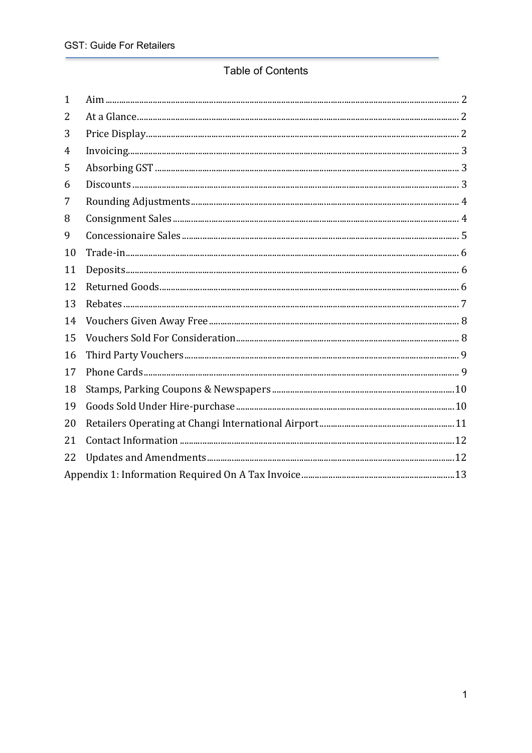## Table of Contents

| | | |
|---|---|---|
| 1 | Aim | 2 |
| 2 | At a Glance | 2 |
| 3 | Price Display | 2 |
| 4 | Invoicing | 3 |
| 5 | Absorbing GST | 3 |
| 6 | Discounts | 3 |
| 7 | Rounding Adjustments | 4 |
| 8 | Consignment Sales | 4 |
| 9 | Concessionaire Sales | 5 |
| 10 | Trade-in | 6 |
| 11 | Deposits | 6 |
| 12 | Returned Goods | 6 |
| 13 | Rebates | 7 |
| 14 | Vouchers Given Away Free | 8 |
| 15 | Vouchers Sold For Consideration | 8 |
| 16 | Third Party Vouchers | 9 |
| 17 | Phone Cards | 9 |
| 18 | Stamps, Parking Coupons & Newspapers | 10 |
| 19 | Goods Sold Under Hire-purchase | 10 |
| 20 | Retailers Operating at Changi International Airport | 11 |
| 21 | Contact Information | 12 |
| 22 | Updates and Amendments | 12 |
| | Appendix 1: Information Required On A Tax Invoice | 13 |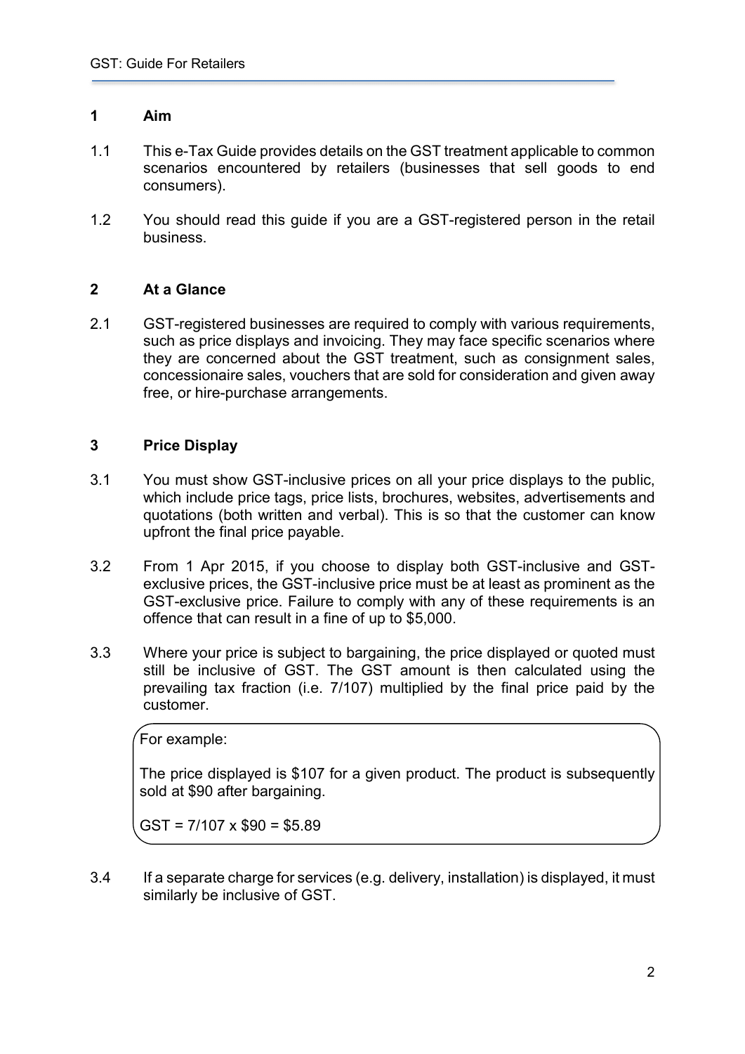## 1 Aim

1.1 This e-Tax Guide provides details on the GST treatment applicable to common scenarios encountered by retailers (businesses that sell goods to end consumers).

1.2 You should read this guide if you are a GST-registered person in the retail business.

## 2 At a Glance

2.1 GST-registered businesses are required to comply with various requirements, such as price displays and invoicing. They may face specific scenarios where they are concerned about the GST treatment, such as consignment sales, concessionaire sales, vouchers that are sold for consideration and given away free, or hire-purchase arrangements.

## 3 Price Display

3.1 You must show GST-inclusive prices on all your price displays to the public, which include price tags, price lists, brochures, websites, advertisements and quotations (both written and verbal). This is so that the customer can know upfront the final price payable.

3.2 From 1 Apr 2015, if you choose to display both GST-inclusive and GST-exclusive prices, the GST-inclusive price must be at least as prominent as the GST-exclusive price. Failure to comply with any of these requirements is an offence that can result in a fine of up to $5,000.

3.3 Where your price is subject to bargaining, the price displayed or quoted must still be inclusive of GST. The GST amount is then calculated using the prevailing tax fraction (i.e. 7/107) multiplied by the final price paid by the customer.

> For example:
>
> The price displayed is $107 for a given product. The product is subsequently sold at $90 after bargaining.
>
> GST = 7/107 x $90 = $5.89

3.4 If a separate charge for services (e.g. delivery, installation) is displayed, it must similarly be inclusive of GST.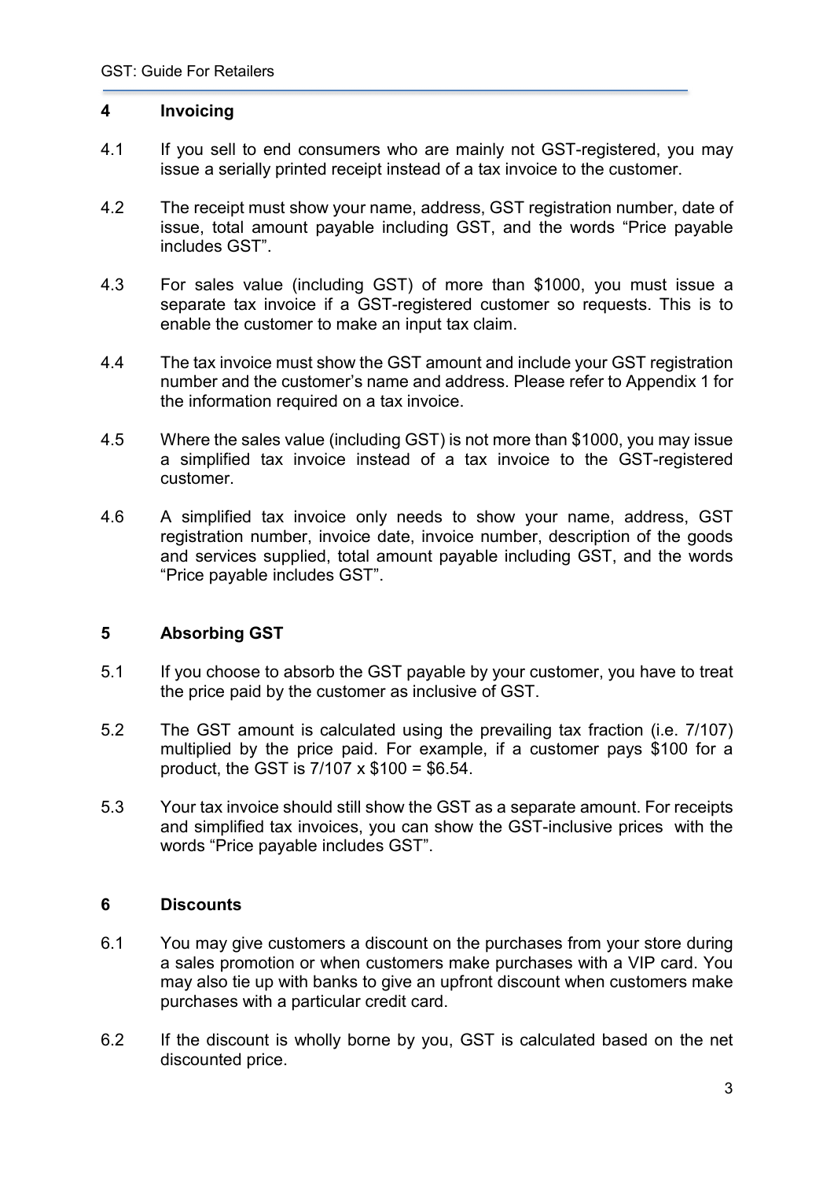## 4 Invoicing

4.1 If you sell to end consumers who are mainly not GST-registered, you may issue a serially printed receipt instead of a tax invoice to the customer.

4.2 The receipt must show your name, address, GST registration number, date of issue, total amount payable including GST, and the words "Price payable includes GST".

4.3 For sales value (including GST) of more than $1000, you must issue a separate tax invoice if a GST-registered customer so requests. This is to enable the customer to make an input tax claim.

4.4 The tax invoice must show the GST amount and include your GST registration number and the customer's name and address. Please refer to Appendix 1 for the information required on a tax invoice.

4.5 Where the sales value (including GST) is not more than $1000, you may issue a simplified tax invoice instead of a tax invoice to the GST-registered customer.

4.6 A simplified tax invoice only needs to show your name, address, GST registration number, invoice date, invoice number, description of the goods and services supplied, total amount payable including GST, and the words "Price payable includes GST".

## 5 Absorbing GST

5.1 If you choose to absorb the GST payable by your customer, you have to treat the price paid by the customer as inclusive of GST.

5.2 The GST amount is calculated using the prevailing tax fraction (i.e. 7/107) multiplied by the price paid. For example, if a customer pays $100 for a product, the GST is 7/107 x $100 = $6.54.

5.3 Your tax invoice should still show the GST as a separate amount. For receipts and simplified tax invoices, you can show the GST-inclusive prices with the words "Price payable includes GST".

## 6 Discounts

6.1 You may give customers a discount on the purchases from your store during a sales promotion or when customers make purchases with a VIP card. You may also tie up with banks to give an upfront discount when customers make purchases with a particular credit card.

6.2 If the discount is wholly borne by you, GST is calculated based on the net discounted price.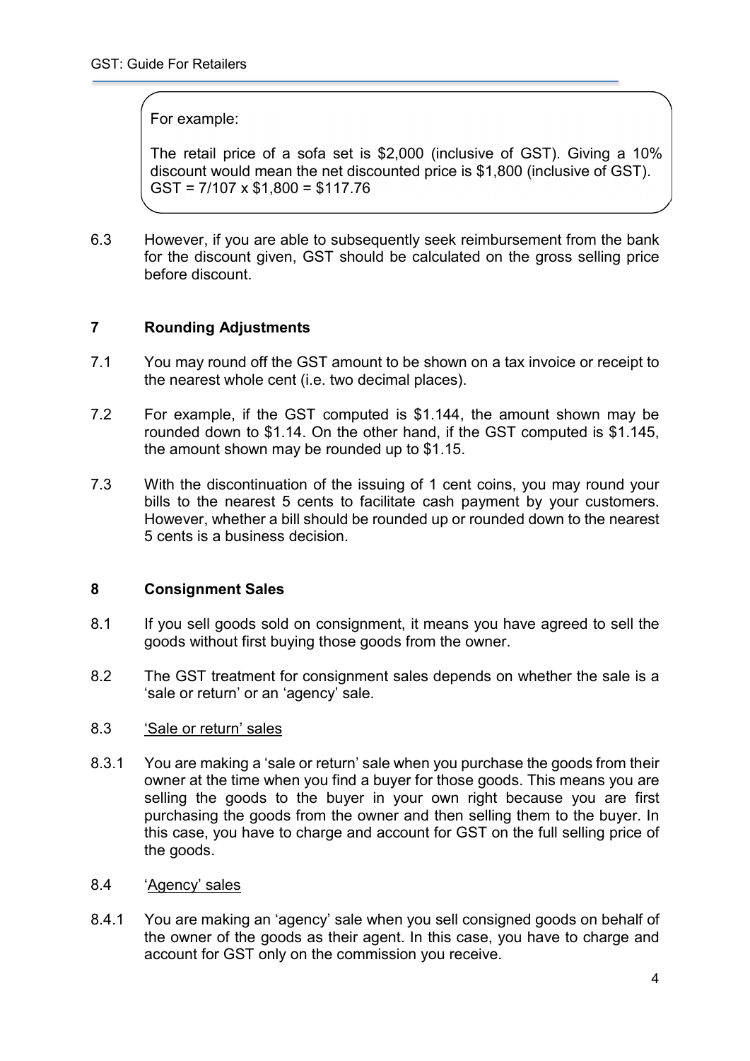For example:

The retail price of a sofa set is $2,000 (inclusive of GST). Giving a 10% discount would mean the net discounted price is $1,800 (inclusive of GST).
GST = 7/107 x $1,800 = $117.76

6.3 However, if you are able to subsequently seek reimbursement from the bank for the discount given, GST should be calculated on the gross selling price before discount.

## 7 Rounding Adjustments

7.1 You may round off the GST amount to be shown on a tax invoice or receipt to the nearest whole cent (i.e. two decimal places).

7.2 For example, if the GST computed is $1.144, the amount shown may be rounded down to $1.14. On the other hand, if the GST computed is $1.145, the amount shown may be rounded up to $1.15.

7.3 With the discontinuation of the issuing of 1 cent coins, you may round your bills to the nearest 5 cents to facilitate cash payment by your customers. However, whether a bill should be rounded up or rounded down to the nearest 5 cents is a business decision.

## 8 Consignment Sales

8.1 If you sell goods sold on consignment, it means you have agreed to sell the goods without first buying those goods from the owner.

8.2 The GST treatment for consignment sales depends on whether the sale is a 'sale or return' or an 'agency' sale.

8.3 'Sale or return' sales

8.3.1 You are making a 'sale or return' sale when you purchase the goods from their owner at the time when you find a buyer for those goods. This means you are selling the goods to the buyer in your own right because you are first purchasing the goods from the owner and then selling them to the buyer. In this case, you have to charge and account for GST on the full selling price of the goods.

8.4 'Agency' sales

8.4.1 You are making an 'agency' sale when you sell consigned goods on behalf of the owner of the goods as their agent. In this case, you have to charge and account for GST only on the commission you receive.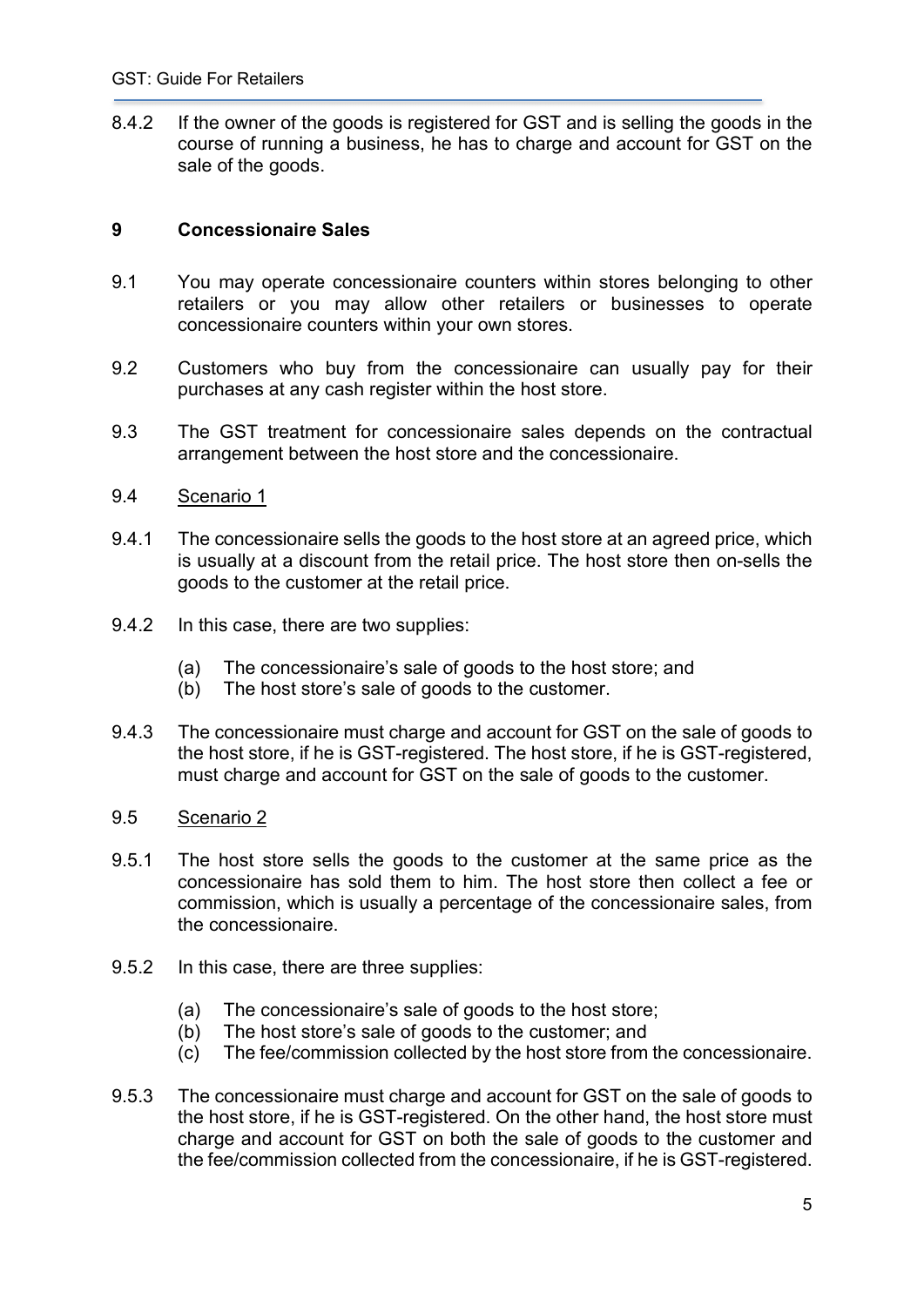8.4.2 If the owner of the goods is registered for GST and is selling the goods in the course of running a business, he has to charge and account for GST on the sale of the goods.

## 9 Concessionaire Sales

9.1 You may operate concessionaire counters within stores belonging to other retailers or you may allow other retailers or businesses to operate concessionaire counters within your own stores.

9.2 Customers who buy from the concessionaire can usually pay for their purchases at any cash register within the host store.

9.3 The GST treatment for concessionaire sales depends on the contractual arrangement between the host store and the concessionaire.

9.4 <u>Scenario 1</u>

9.4.1 The concessionaire sells the goods to the host store at an agreed price, which is usually at a discount from the retail price. The host store then on-sells the goods to the customer at the retail price.

9.4.2 In this case, there are two supplies:

(a) The concessionaire's sale of goods to the host store; and
(b) The host store's sale of goods to the customer.

9.4.3 The concessionaire must charge and account for GST on the sale of goods to the host store, if he is GST-registered. The host store, if he is GST-registered, must charge and account for GST on the sale of goods to the customer.

9.5 <u>Scenario 2</u>

9.5.1 The host store sells the goods to the customer at the same price as the concessionaire has sold them to him. The host store then collect a fee or commission, which is usually a percentage of the concessionaire sales, from the concessionaire.

9.5.2 In this case, there are three supplies:

(a) The concessionaire's sale of goods to the host store;
(b) The host store's sale of goods to the customer; and
(c) The fee/commission collected by the host store from the concessionaire.

9.5.3 The concessionaire must charge and account for GST on the sale of goods to the host store, if he is GST-registered. On the other hand, the host store must charge and account for GST on both the sale of goods to the customer and the fee/commission collected from the concessionaire, if he is GST-registered.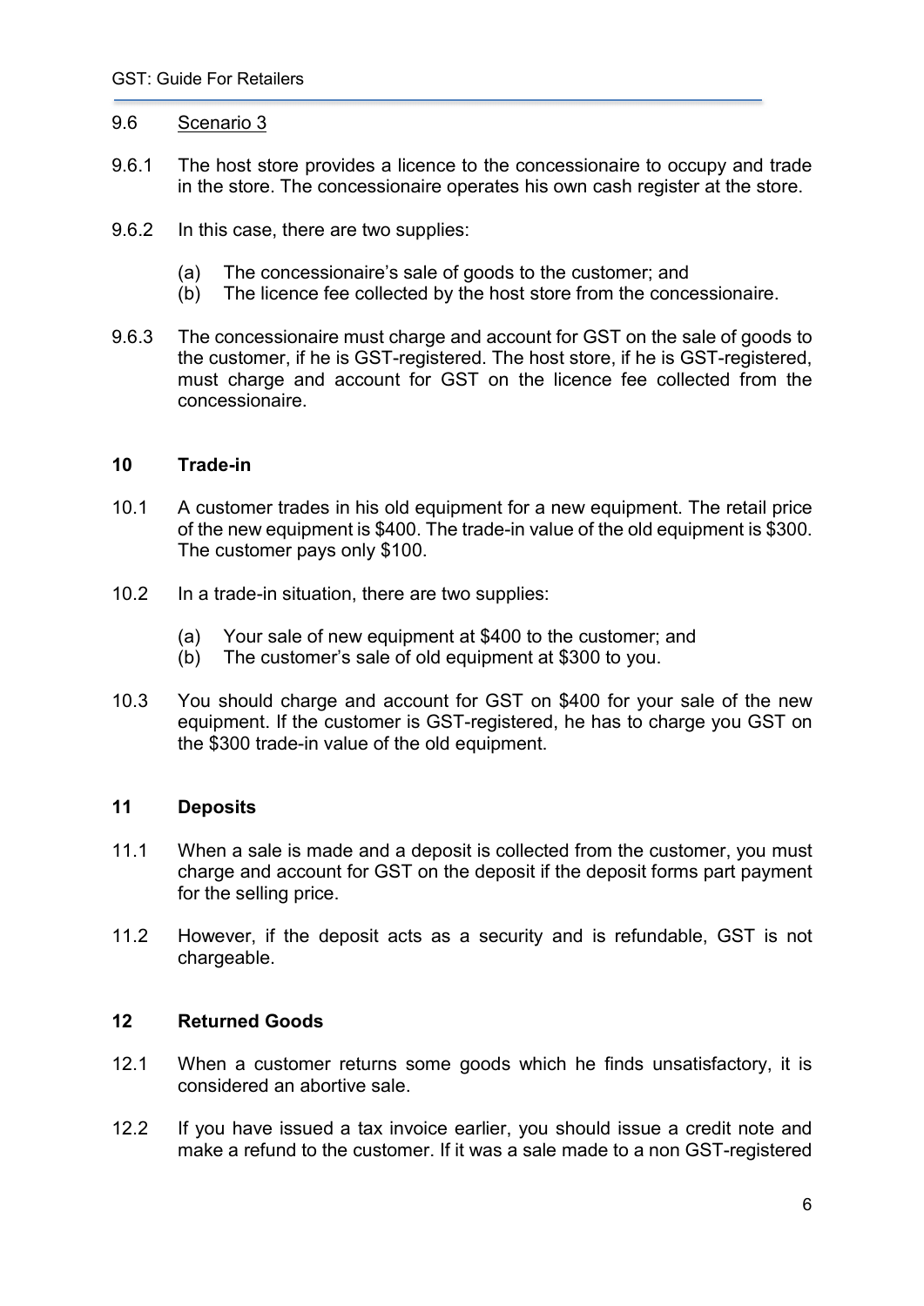### 9.6 Scenario 3

9.6.1 The host store provides a licence to the concessionaire to occupy and trade in the store. The concessionaire operates his own cash register at the store.

9.6.2 In this case, there are two supplies:

(a) The concessionaire's sale of goods to the customer; and
(b) The licence fee collected by the host store from the concessionaire.

9.6.3 The concessionaire must charge and account for GST on the sale of goods to the customer, if he is GST-registered. The host store, if he is GST-registered, must charge and account for GST on the licence fee collected from the concessionaire.

## 10 Trade-in

10.1 A customer trades in his old equipment for a new equipment. The retail price of the new equipment is $400. The trade-in value of the old equipment is $300. The customer pays only $100.

10.2 In a trade-in situation, there are two supplies:

(a) Your sale of new equipment at $400 to the customer; and
(b) The customer's sale of old equipment at $300 to you.

10.3 You should charge and account for GST on $400 for your sale of the new equipment. If the customer is GST-registered, he has to charge you GST on the $300 trade-in value of the old equipment.

## 11 Deposits

11.1 When a sale is made and a deposit is collected from the customer, you must charge and account for GST on the deposit if the deposit forms part payment for the selling price.

11.2 However, if the deposit acts as a security and is refundable, GST is not chargeable.

## 12 Returned Goods

12.1 When a customer returns some goods which he finds unsatisfactory, it is considered an abortive sale.

12.2 If you have issued a tax invoice earlier, you should issue a credit note and make a refund to the customer. If it was a sale made to a non GST-registered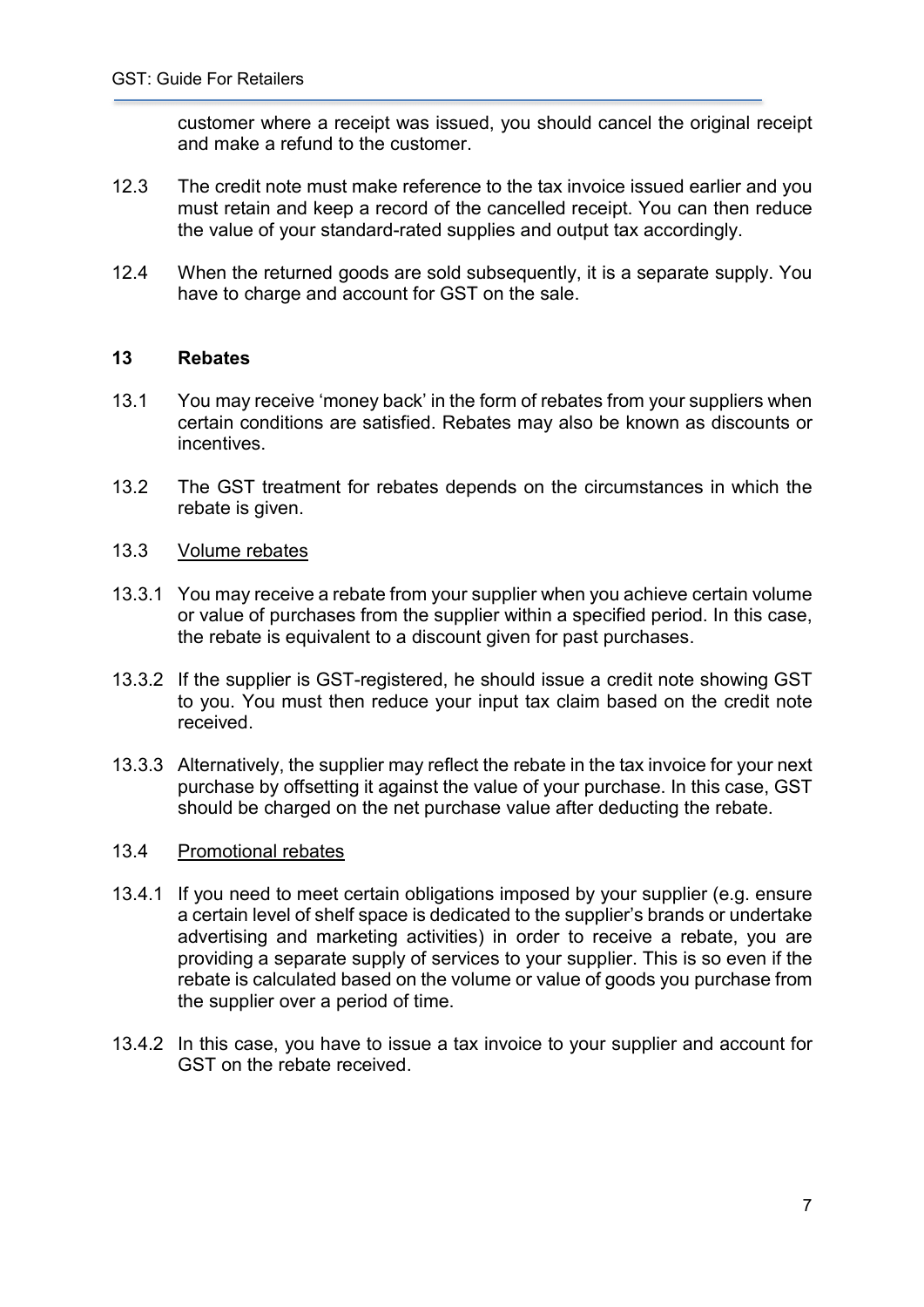customer where a receipt was issued, you should cancel the original receipt and make a refund to the customer.

12.3 The credit note must make reference to the tax invoice issued earlier and you must retain and keep a record of the cancelled receipt. You can then reduce the value of your standard-rated supplies and output tax accordingly.

12.4 When the returned goods are sold subsequently, it is a separate supply. You have to charge and account for GST on the sale.

## 13 Rebates

13.1 You may receive 'money back' in the form of rebates from your suppliers when certain conditions are satisfied. Rebates may also be known as discounts or incentives.

13.2 The GST treatment for rebates depends on the circumstances in which the rebate is given.

13.3 Volume rebates

13.3.1 You may receive a rebate from your supplier when you achieve certain volume or value of purchases from the supplier within a specified period. In this case, the rebate is equivalent to a discount given for past purchases.

13.3.2 If the supplier is GST-registered, he should issue a credit note showing GST to you. You must then reduce your input tax claim based on the credit note received.

13.3.3 Alternatively, the supplier may reflect the rebate in the tax invoice for your next purchase by offsetting it against the value of your purchase. In this case, GST should be charged on the net purchase value after deducting the rebate.

13.4 Promotional rebates

13.4.1 If you need to meet certain obligations imposed by your supplier (e.g. ensure a certain level of shelf space is dedicated to the supplier's brands or undertake advertising and marketing activities) in order to receive a rebate, you are providing a separate supply of services to your supplier. This is so even if the rebate is calculated based on the volume or value of goods you purchase from the supplier over a period of time.

13.4.2 In this case, you have to issue a tax invoice to your supplier and account for GST on the rebate received.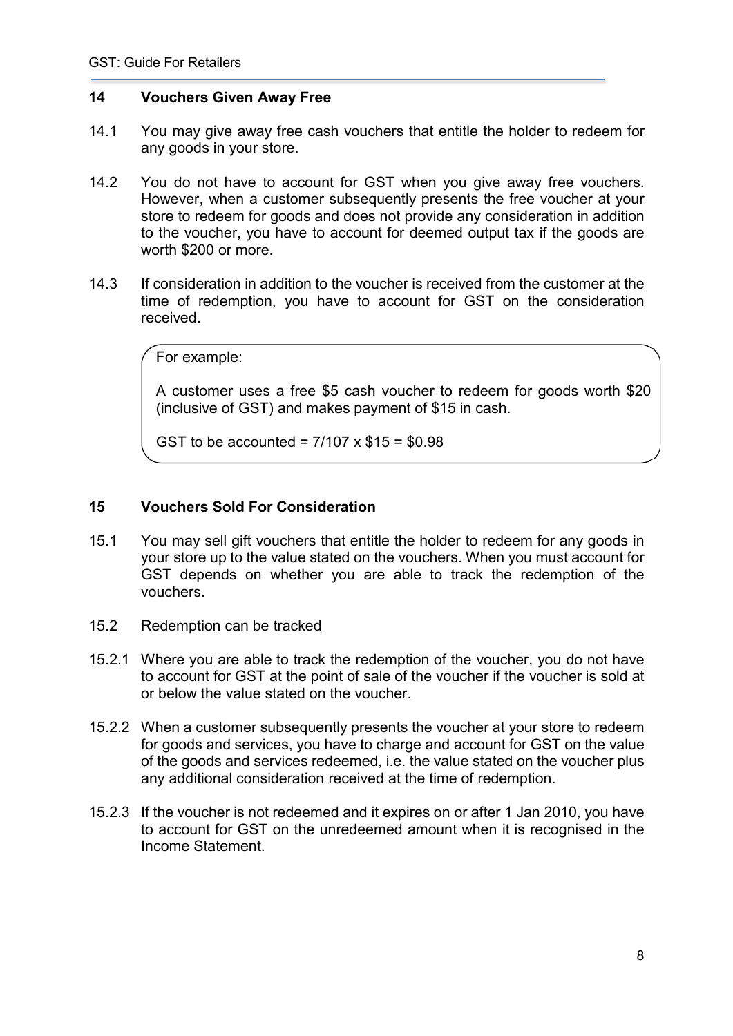## 14 Vouchers Given Away Free

14.1 You may give away free cash vouchers that entitle the holder to redeem for any goods in your store.

14.2 You do not have to account for GST when you give away free vouchers. However, when a customer subsequently presents the free voucher at your store to redeem for goods and does not provide any consideration in addition to the voucher, you have to account for deemed output tax if the goods are worth $200 or more.

14.3 If consideration in addition to the voucher is received from the customer at the time of redemption, you have to account for GST on the consideration received.

> For example:
>
> A customer uses a free $5 cash voucher to redeem for goods worth $20 (inclusive of GST) and makes payment of $15 in cash.
>
> GST to be accounted = 7/107 x $15 = $0.98

## 15 Vouchers Sold For Consideration

15.1 You may sell gift vouchers that entitle the holder to redeem for any goods in your store up to the value stated on the vouchers. When you must account for GST depends on whether you are able to track the redemption of the vouchers.

15.2 Redemption can be tracked

15.2.1 Where you are able to track the redemption of the voucher, you do not have to account for GST at the point of sale of the voucher if the voucher is sold at or below the value stated on the voucher.

15.2.2 When a customer subsequently presents the voucher at your store to redeem for goods and services, you have to charge and account for GST on the value of the goods and services redeemed, i.e. the value stated on the voucher plus any additional consideration received at the time of redemption.

15.2.3 If the voucher is not redeemed and it expires on or after 1 Jan 2010, you have to account for GST on the unredeemed amount when it is recognised in the Income Statement.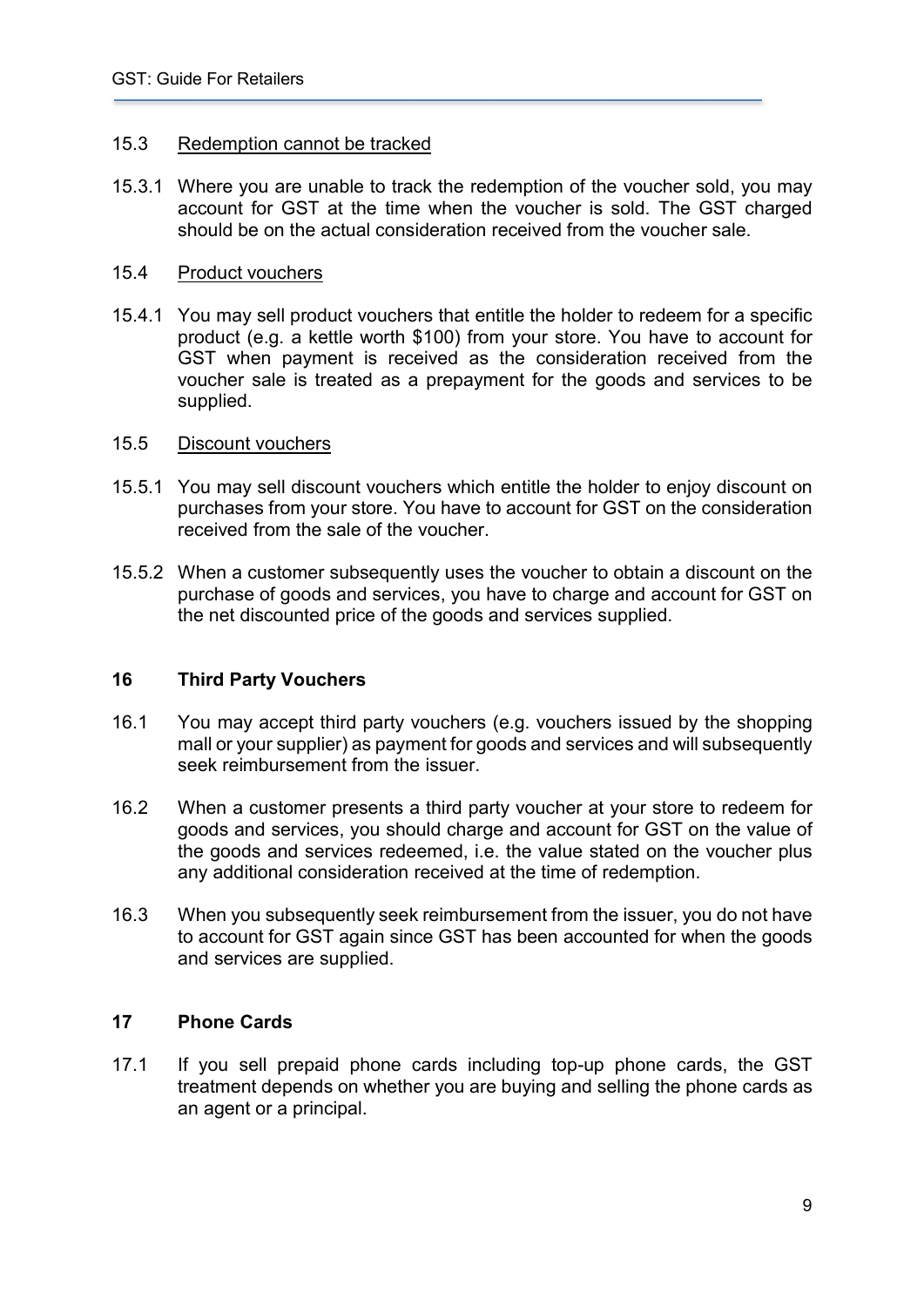### 15.3 Redemption cannot be tracked

15.3.1 Where you are unable to track the redemption of the voucher sold, you may account for GST at the time when the voucher is sold. The GST charged should be on the actual consideration received from the voucher sale.

### 15.4 Product vouchers

15.4.1 You may sell product vouchers that entitle the holder to redeem for a specific product (e.g. a kettle worth $100) from your store. You have to account for GST when payment is received as the consideration received from the voucher sale is treated as a prepayment for the goods and services to be supplied.

### 15.5 Discount vouchers

15.5.1 You may sell discount vouchers which entitle the holder to enjoy discount on purchases from your store. You have to account for GST on the consideration received from the sale of the voucher.

15.5.2 When a customer subsequently uses the voucher to obtain a discount on the purchase of goods and services, you have to charge and account for GST on the net discounted price of the goods and services supplied.

## 16 Third Party Vouchers

16.1 You may accept third party vouchers (e.g. vouchers issued by the shopping mall or your supplier) as payment for goods and services and will subsequently seek reimbursement from the issuer.

16.2 When a customer presents a third party voucher at your store to redeem for goods and services, you should charge and account for GST on the value of the goods and services redeemed, i.e. the value stated on the voucher plus any additional consideration received at the time of redemption.

16.3 When you subsequently seek reimbursement from the issuer, you do not have to account for GST again since GST has been accounted for when the goods and services are supplied.

## 17 Phone Cards

17.1 If you sell prepaid phone cards including top-up phone cards, the GST treatment depends on whether you are buying and selling the phone cards as an agent or a principal.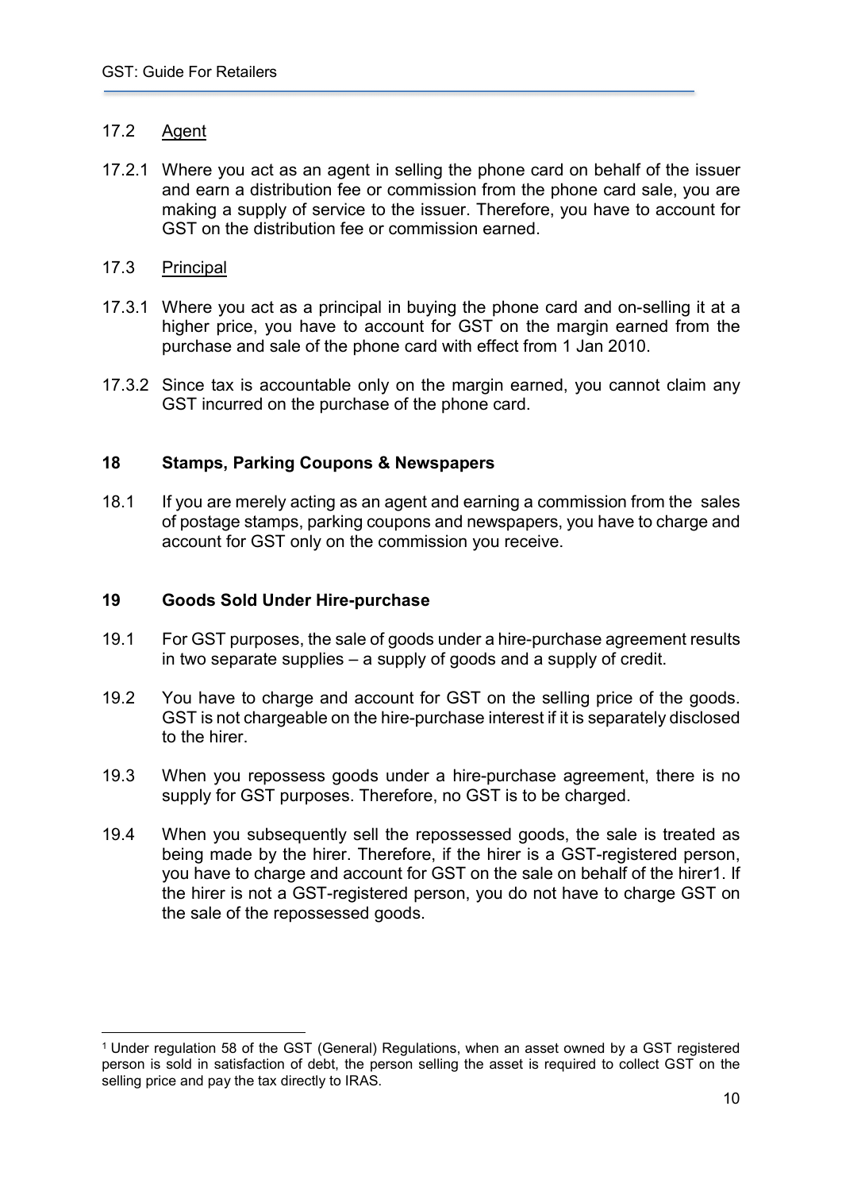### 17.2 Agent

17.2.1 Where you act as an agent in selling the phone card on behalf of the issuer and earn a distribution fee or commission from the phone card sale, you are making a supply of service to the issuer. Therefore, you have to account for GST on the distribution fee or commission earned.

### 17.3 Principal

17.3.1 Where you act as a principal in buying the phone card and on-selling it at a higher price, you have to account for GST on the margin earned from the purchase and sale of the phone card with effect from 1 Jan 2010.

17.3.2 Since tax is accountable only on the margin earned, you cannot claim any GST incurred on the purchase of the phone card.

## 18 Stamps, Parking Coupons & Newspapers

18.1 If you are merely acting as an agent and earning a commission from the sales of postage stamps, parking coupons and newspapers, you have to charge and account for GST only on the commission you receive.

## 19 Goods Sold Under Hire-purchase

19.1 For GST purposes, the sale of goods under a hire-purchase agreement results in two separate supplies – a supply of goods and a supply of credit.

19.2 You have to charge and account for GST on the selling price of the goods. GST is not chargeable on the hire-purchase interest if it is separately disclosed to the hirer.

19.3 When you repossess goods under a hire-purchase agreement, there is no supply for GST purposes. Therefore, no GST is to be charged.

19.4 When you subsequently sell the repossessed goods, the sale is treated as being made by the hirer. Therefore, if the hirer is a GST-registered person, you have to charge and account for GST on the sale on behalf of the hirer[1]. If the hirer is not a GST-registered person, you do not have to charge GST on the sale of the repossessed goods.

[1] Under regulation 58 of the GST (General) Regulations, when an asset owned by a GST registered person is sold in satisfaction of debt, the person selling the asset is required to collect GST on the selling price and pay the tax directly to IRAS.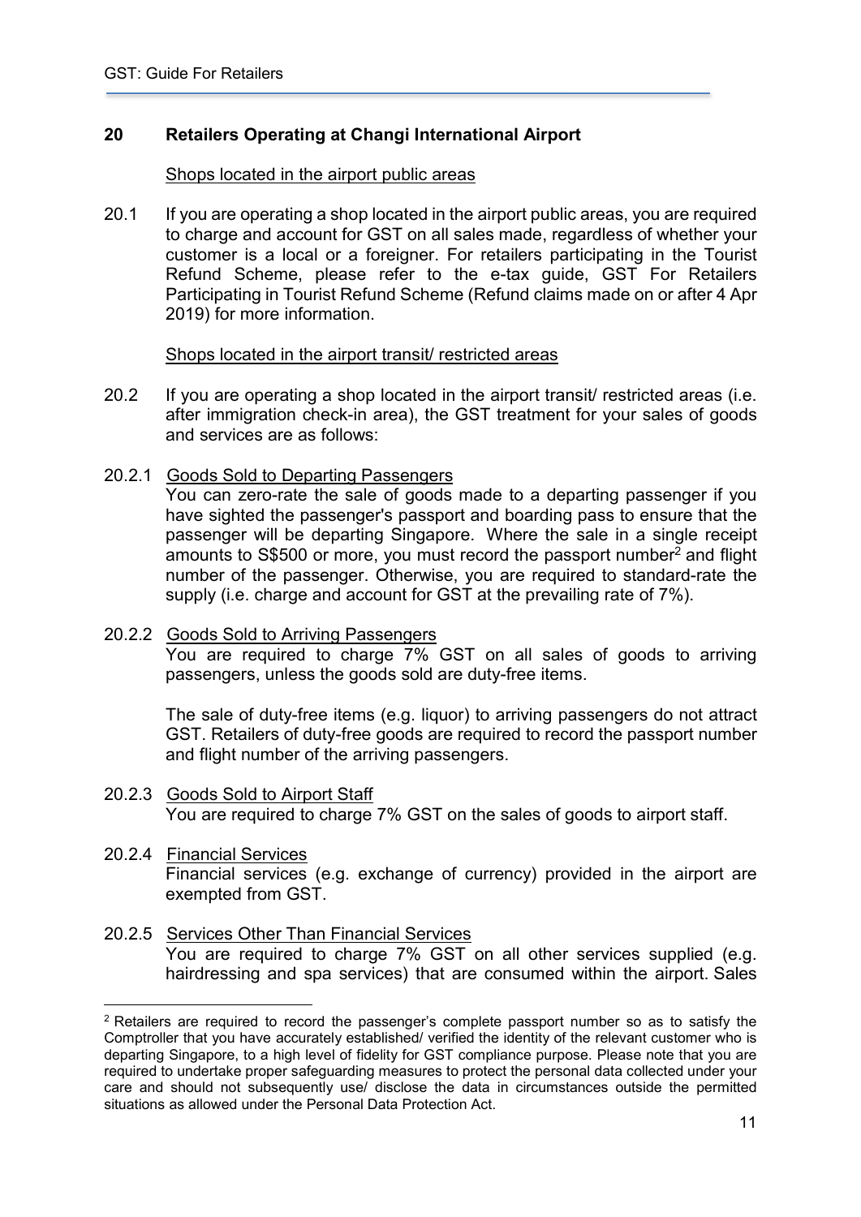## 20 Retailers Operating at Changi International Airport

Shops located in the airport public areas

20.1 If you are operating a shop located in the airport public areas, you are required to charge and account for GST on all sales made, regardless of whether your customer is a local or a foreigner. For retailers participating in the Tourist Refund Scheme, please refer to the e-tax guide, GST For Retailers Participating in Tourist Refund Scheme (Refund claims made on or after 4 Apr 2019) for more information.

Shops located in the airport transit/ restricted areas

20.2 If you are operating a shop located in the airport transit/ restricted areas (i.e. after immigration check-in area), the GST treatment for your sales of goods and services are as follows:

20.2.1 Goods Sold to Departing Passengers

You can zero-rate the sale of goods made to a departing passenger if you have sighted the passenger's passport and boarding pass to ensure that the passenger will be departing Singapore. Where the sale in a single receipt amounts to S$500 or more, you must record the passport number[2] and flight number of the passenger. Otherwise, you are required to standard-rate the supply (i.e. charge and account for GST at the prevailing rate of 7%).

20.2.2 Goods Sold to Arriving Passengers

You are required to charge 7% GST on all sales of goods to arriving passengers, unless the goods sold are duty-free items.

The sale of duty-free items (e.g. liquor) to arriving passengers do not attract GST. Retailers of duty-free goods are required to record the passport number and flight number of the arriving passengers.

20.2.3 Goods Sold to Airport Staff

You are required to charge 7% GST on the sales of goods to airport staff.

20.2.4 Financial Services

Financial services (e.g. exchange of currency) provided in the airport are exempted from GST.

20.2.5 Services Other Than Financial Services

You are required to charge 7% GST on all other services supplied (e.g. hairdressing and spa services) that are consumed within the airport. Sales

[2] Retailers are required to record the passenger's complete passport number so as to satisfy the Comptroller that you have accurately established/ verified the identity of the relevant customer who is departing Singapore, to a high level of fidelity for GST compliance purpose. Please note that you are required to undertake proper safeguarding measures to protect the personal data collected under your care and should not subsequently use/ disclose the data in circumstances outside the permitted situations as allowed under the Personal Data Protection Act.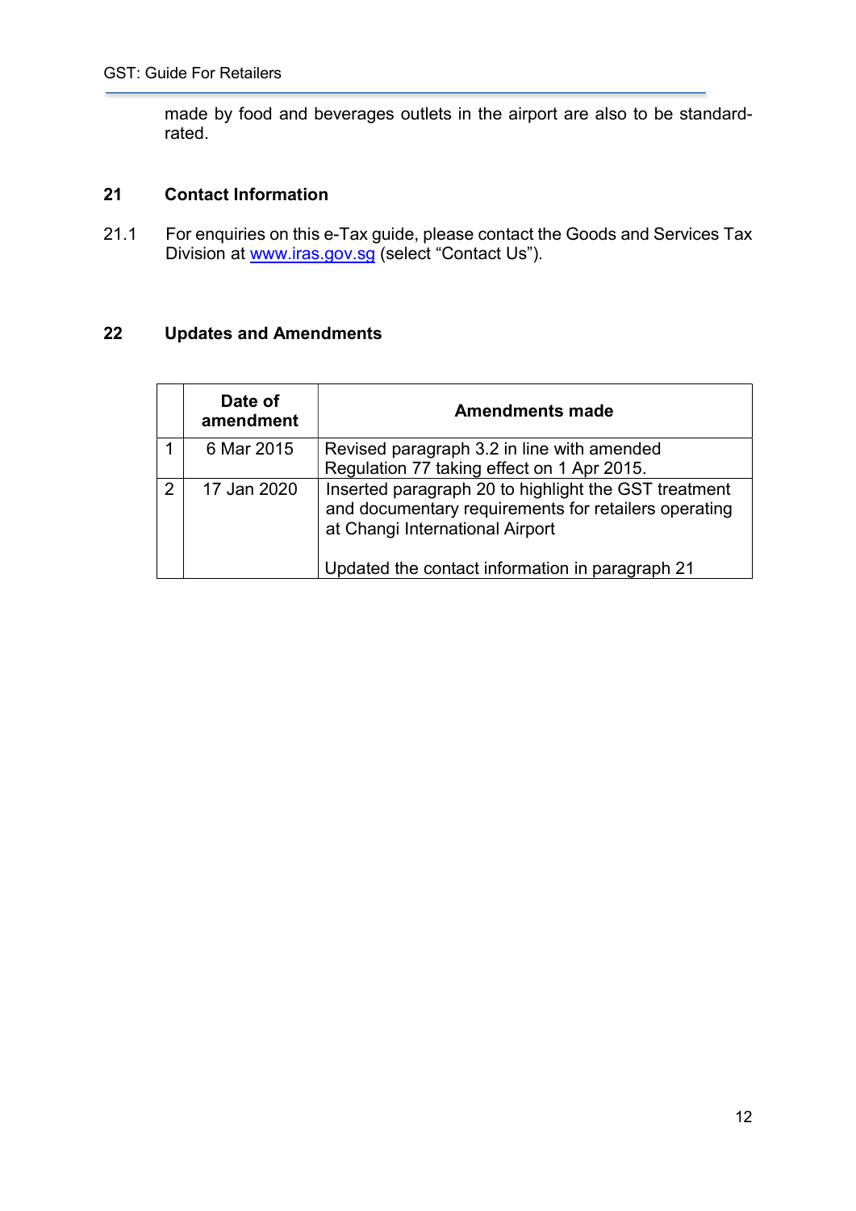made by food and beverages outlets in the airport are also to be standard-rated.

## 21 Contact Information

21.1 For enquiries on this e-Tax guide, please contact the Goods and Services Tax Division at [www.iras.gov.sg](http://www.iras.gov.sg) (select "Contact Us").

## 22 Updates and Amendments

| | Date of amendment | Amendments made |
|---|---|---|
| 1 | 6 Mar 2015 | Revised paragraph 3.2 in line with amended Regulation 77 taking effect on 1 Apr 2015. |
| 2 | 17 Jan 2020 | Inserted paragraph 20 to highlight the GST treatment and documentary requirements for retailers operating at Changi International Airport<br><br>Updated the contact information in paragraph 21 |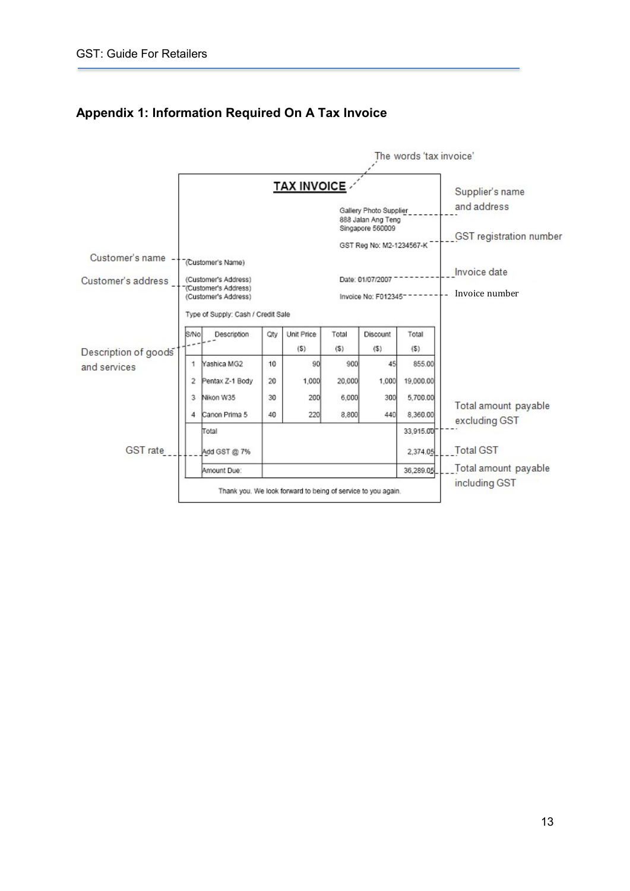## Appendix 1: Information Required On A Tax Invoice

The words 'tax invoice'

**TAX INVOICE**

Gallery Photo Supplier
888 Jalan Ang Teng
Singapore 560009

GST Reg No: M2-1234567-K

(Customer's Name)

(Customer's Address)
(Customer's Address)
(Customer's Address)

Date: 01/07/2007

Invoice No: F012345

Type of Supply: Cash / Credit Sale

| S/No | Description | Qty | Unit Price ($) | Total ($) | Discount ($) | Total ($) |
|---|---|---|---|---|---|---|
| 1 | Yashica MG2 | 10 | 90 | 900 | 45 | 855.00 |
| 2 | Pentax Z-1 Body | 20 | 1,000 | 20,000 | 1,000 | 19,000.00 |
| 3 | Nikon W35 | 30 | 200 | 6,000 | 300 | 5,700.00 |
| 4 | Canon Prima 5 | 40 | 220 | 8,800 | 440 | 8,360.00 |
| | Total | | | | | 33,915.00 |
| | Add GST @ 7% | | | | | 2,374.05 |
| | Amount Due: | | | | | 36,289.05 |

Thank you. We look forward to being of service to you again.

Supplier's name and address

GST registration number

Customer's name

Customer's address

Invoice date

Invoice number

Description of goods and services

Total amount payable excluding GST

GST rate

Total GST

Total amount payable including GST